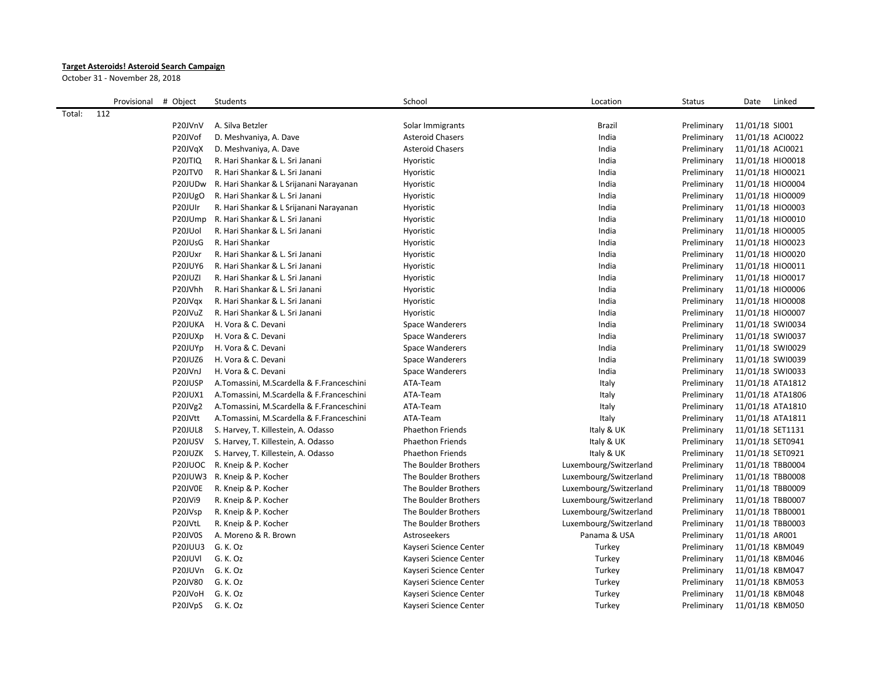**Target Asteroids! Asteroid Search Campaign**

October 31 - November 28, 2018

| | Provisional | # Object | Students | School | Location | Status | Date | Linked |
|---|---|---|---|---|---|---|---|---|
| Total: | 112 | | | | | | | |
| | | P20JVnV | A. Silva Betzler | Solar Immigrants | Brazil | Preliminary | 11/01/18 | SI001 |
| | | P20JVof | D. Meshvaniya, A. Dave | Asteroid Chasers | India | Preliminary | 11/01/18 | ACI0022 |
| | | P20JVqX | D. Meshvaniya, A. Dave | Asteroid Chasers | India | Preliminary | 11/01/18 | ACI0021 |
| | | P20JTIQ | R. Hari Shankar & L. Sri Janani | Hyoristic | India | Preliminary | 11/01/18 | HIO0018 |
| | | P20JTV0 | R. Hari Shankar & L. Sri Janani | Hyoristic | India | Preliminary | 11/01/18 | HIO0021 |
| | | P20JUDw | R. Hari Shankar & L Srijanani Narayanan | Hyoristic | India | Preliminary | 11/01/18 | HIO0004 |
| | | P20JUgO | R. Hari Shankar & L. Sri Janani | Hyoristic | India | Preliminary | 11/01/18 | HIO0009 |
| | | P20JUIr | R. Hari Shankar & L Srijanani Narayanan | Hyoristic | India | Preliminary | 11/01/18 | HIO0003 |
| | | P20JUmp | R. Hari Shankar & L. Sri Janani | Hyoristic | India | Preliminary | 11/01/18 | HIO0010 |
| | | P20JUol | R. Hari Shankar & L. Sri Janani | Hyoristic | India | Preliminary | 11/01/18 | HIO0005 |
| | | P20JUsG | R. Hari Shankar | Hyoristic | India | Preliminary | 11/01/18 | HIO0023 |
| | | P20JUxr | R. Hari Shankar & L. Sri Janani | Hyoristic | India | Preliminary | 11/01/18 | HIO0020 |
| | | P20JUY6 | R. Hari Shankar & L. Sri Janani | Hyoristic | India | Preliminary | 11/01/18 | HIO0011 |
| | | P20JUZI | R. Hari Shankar & L. Sri Janani | Hyoristic | India | Preliminary | 11/01/18 | HIO0017 |
| | | P20JVhh | R. Hari Shankar & L. Sri Janani | Hyoristic | India | Preliminary | 11/01/18 | HIO0006 |
| | | P20JVqx | R. Hari Shankar & L. Sri Janani | Hyoristic | India | Preliminary | 11/01/18 | HIO0008 |
| | | P20JVuZ | R. Hari Shankar & L. Sri Janani | Hyoristic | India | Preliminary | 11/01/18 | HIO0007 |
| | | P20JUKA | H. Vora & C. Devani | Space Wanderers | India | Preliminary | 11/01/18 | SWI0034 |
| | | P20JUXp | H. Vora & C. Devani | Space Wanderers | India | Preliminary | 11/01/18 | SWI0037 |
| | | P20JUYp | H. Vora & C. Devani | Space Wanderers | India | Preliminary | 11/01/18 | SWI0029 |
| | | P20JUZ6 | H. Vora & C. Devani | Space Wanderers | India | Preliminary | 11/01/18 | SWI0039 |
| | | P20JVnJ | H. Vora & C. Devani | Space Wanderers | India | Preliminary | 11/01/18 | SWI0033 |
| | | P20JUSP | A.Tomassini, M.Scardella & F.Franceschini | ATA-Team | Italy | Preliminary | 11/01/18 | ATA1812 |
| | | P20JUX1 | A.Tomassini, M.Scardella & F.Franceschini | ATA-Team | Italy | Preliminary | 11/01/18 | ATA1806 |
| | | P20JVg2 | A.Tomassini, M.Scardella & F.Franceschini | ATA-Team | Italy | Preliminary | 11/01/18 | ATA1810 |
| | | P20JVtt | A.Tomassini, M.Scardella & F.Franceschini | ATA-Team | Italy | Preliminary | 11/01/18 | ATA1811 |
| | | P20JUL8 | S. Harvey, T. Killestein, A. Odasso | Phaethon Friends | Italy & UK | Preliminary | 11/01/18 | SET1131 |
| | | P20JUSV | S. Harvey, T. Killestein, A. Odasso | Phaethon Friends | Italy & UK | Preliminary | 11/01/18 | SET0941 |
| | | P20JUZK | S. Harvey, T. Killestein, A. Odasso | Phaethon Friends | Italy & UK | Preliminary | 11/01/18 | SET0921 |
| | | P20JUOC | R. Kneip & P. Kocher | The Boulder Brothers | Luxembourg/Switzerland | Preliminary | 11/01/18 | TBB0004 |
| | | P20JUW3 | R. Kneip & P. Kocher | The Boulder Brothers | Luxembourg/Switzerland | Preliminary | 11/01/18 | TBB0008 |
| | | P20JV0E | R. Kneip & P. Kocher | The Boulder Brothers | Luxembourg/Switzerland | Preliminary | 11/01/18 | TBB0009 |
| | | P20JVi9 | R. Kneip & P. Kocher | The Boulder Brothers | Luxembourg/Switzerland | Preliminary | 11/01/18 | TBB0007 |
| | | P20JVsp | R. Kneip & P. Kocher | The Boulder Brothers | Luxembourg/Switzerland | Preliminary | 11/01/18 | TBB0001 |
| | | P20JVtL | R. Kneip & P. Kocher | The Boulder Brothers | Luxembourg/Switzerland | Preliminary | 11/01/18 | TBB0003 |
| | | P20JV0S | A. Moreno & R. Brown | Astroseekers | Panama & USA | Preliminary | 11/01/18 | AR001 |
| | | P20JUU3 | G. K. Oz | Kayseri Science Center | Turkey | Preliminary | 11/01/18 | KBM049 |
| | | P20JUVl | G. K. Oz | Kayseri Science Center | Turkey | Preliminary | 11/01/18 | KBM046 |
| | | P20JUVn | G. K. Oz | Kayseri Science Center | Turkey | Preliminary | 11/01/18 | KBM047 |
| | | P20JV80 | G. K. Oz | Kayseri Science Center | Turkey | Preliminary | 11/01/18 | KBM053 |
| | | P20JVoH | G. K. Oz | Kayseri Science Center | Turkey | Preliminary | 11/01/18 | KBM048 |
| | | P20JVpS | G. K. Oz | Kayseri Science Center | Turkey | Preliminary | 11/01/18 | KBM050 |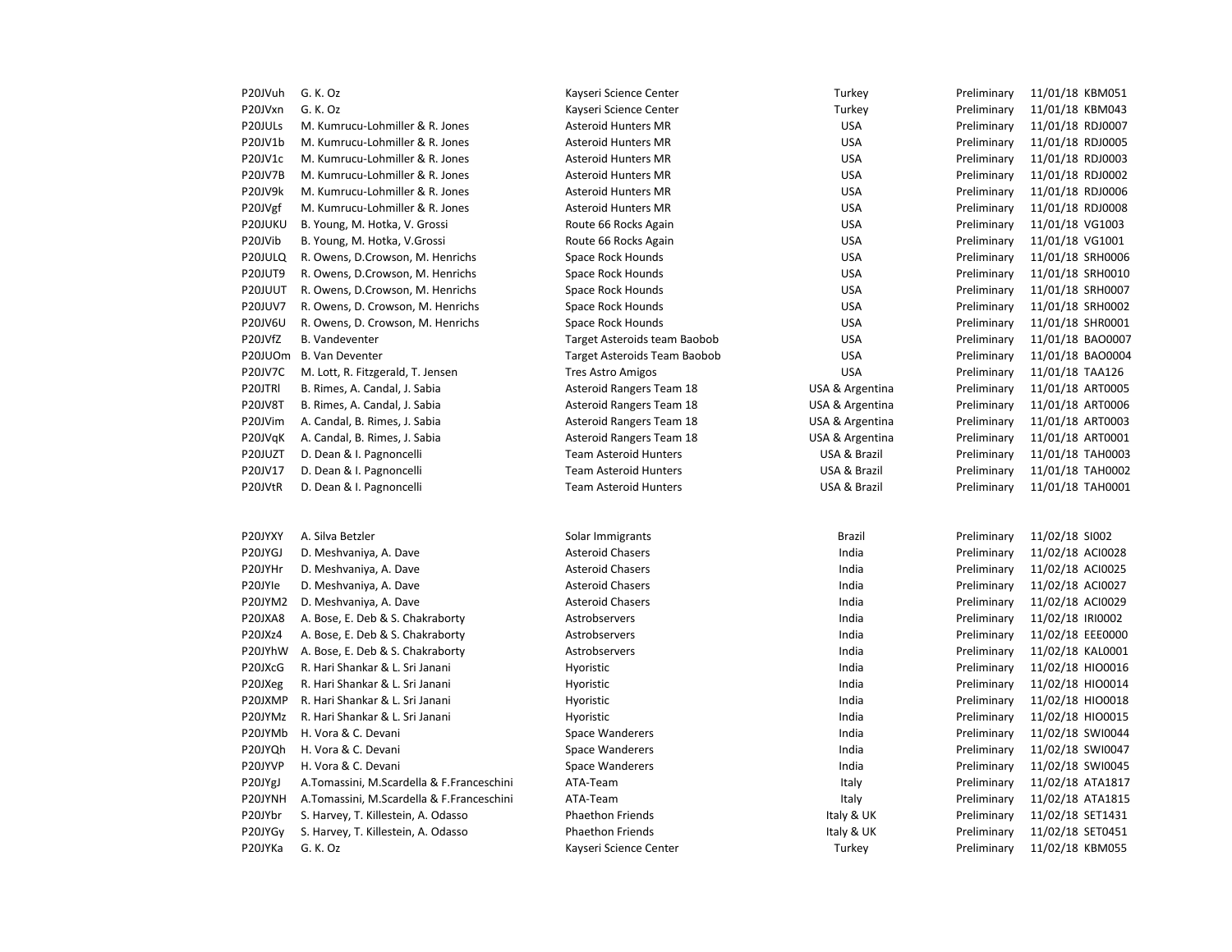| | | | | | | |
|---|---|---|---|---|---|---|
| P20JVuh | G. K. Oz | Kayseri Science Center | Turkey | Preliminary | 11/01/18 | KBM051 |
| P20JVxn | G. K. Oz | Kayseri Science Center | Turkey | Preliminary | 11/01/18 | KBM043 |
| P20JULs | M. Kumrucu-Lohmiller & R. Jones | Asteroid Hunters MR | USA | Preliminary | 11/01/18 | RDJ0007 |
| P20JV1b | M. Kumrucu-Lohmiller & R. Jones | Asteroid Hunters MR | USA | Preliminary | 11/01/18 | RDJ0005 |
| P20JV1c | M. Kumrucu-Lohmiller & R. Jones | Asteroid Hunters MR | USA | Preliminary | 11/01/18 | RDJ0003 |
| P20JV7B | M. Kumrucu-Lohmiller & R. Jones | Asteroid Hunters MR | USA | Preliminary | 11/01/18 | RDJ0002 |
| P20JV9k | M. Kumrucu-Lohmiller & R. Jones | Asteroid Hunters MR | USA | Preliminary | 11/01/18 | RDJ0006 |
| P20JVgf | M. Kumrucu-Lohmiller & R. Jones | Asteroid Hunters MR | USA | Preliminary | 11/01/18 | RDJ0008 |
| P20JUKU | B. Young, M. Hotka, V. Grossi | Route 66 Rocks Again | USA | Preliminary | 11/01/18 | VG1003 |
| P20JVib | B. Young, M. Hotka, V.Grossi | Route 66 Rocks Again | USA | Preliminary | 11/01/18 | VG1001 |
| P20JULQ | R. Owens, D.Crowson, M. Henrichs | Space Rock Hounds | USA | Preliminary | 11/01/18 | SRH0006 |
| P20JUT9 | R. Owens, D.Crowson, M. Henrichs | Space Rock Hounds | USA | Preliminary | 11/01/18 | SRH0010 |
| P20JUUT | R. Owens, D.Crowson, M. Henrichs | Space Rock Hounds | USA | Preliminary | 11/01/18 | SRH0007 |
| P20JUV7 | R. Owens, D. Crowson, M. Henrichs | Space Rock Hounds | USA | Preliminary | 11/01/18 | SRH0002 |
| P20JV6U | R. Owens, D. Crowson, M. Henrichs | Space Rock Hounds | USA | Preliminary | 11/01/18 | SHR0001 |
| P20JVfZ | B. Vandeventer | Target Asteroids team Baobob | USA | Preliminary | 11/01/18 | BAO0007 |
| P20JUOm | B. Van Deventer | Target Asteroids Team Baobob | USA | Preliminary | 11/01/18 | BAO0004 |
| P20JV7C | M. Lott, R. Fitzgerald, T. Jensen | Tres Astro Amigos | USA | Preliminary | 11/01/18 | TAA126 |
| P20JTRl | B. Rimes, A. Candal, J. Sabia | Asteroid Rangers Team 18 | USA & Argentina | Preliminary | 11/01/18 | ART0005 |
| P20JV8T | B. Rimes, A. Candal, J. Sabia | Asteroid Rangers Team 18 | USA & Argentina | Preliminary | 11/01/18 | ART0006 |
| P20JVim | A. Candal, B. Rimes, J. Sabia | Asteroid Rangers Team 18 | USA & Argentina | Preliminary | 11/01/18 | ART0003 |
| P20JVqK | A. Candal, B. Rimes, J. Sabia | Asteroid Rangers Team 18 | USA & Argentina | Preliminary | 11/01/18 | ART0001 |
| P20JUZT | D. Dean & I. Pagnoncelli | Team Asteroid Hunters | USA & Brazil | Preliminary | 11/01/18 | TAH0003 |
| P20JV17 | D. Dean & I. Pagnoncelli | Team Asteroid Hunters | USA & Brazil | Preliminary | 11/01/18 | TAH0002 |
| P20JVtR | D. Dean & I. Pagnoncelli | Team Asteroid Hunters | USA & Brazil | Preliminary | 11/01/18 | TAH0001 |

| | | | | | | |
|---|---|---|---|---|---|---|
| P20JYXY | A. Silva Betzler | Solar Immigrants | Brazil | Preliminary | 11/02/18 | SI002 |
| P20JYGJ | D. Meshvaniya, A. Dave | Asteroid Chasers | India | Preliminary | 11/02/18 | ACI0028 |
| P20JYHr | D. Meshvaniya, A. Dave | Asteroid Chasers | India | Preliminary | 11/02/18 | ACI0025 |
| P20JYIe | D. Meshvaniya, A. Dave | Asteroid Chasers | India | Preliminary | 11/02/18 | ACI0027 |
| P20JYM2 | D. Meshvaniya, A. Dave | Asteroid Chasers | India | Preliminary | 11/02/18 | ACI0029 |
| P20JXA8 | A. Bose, E. Deb & S. Chakraborty | Astrobservers | India | Preliminary | 11/02/18 | IRI0002 |
| P20JXz4 | A. Bose, E. Deb & S. Chakraborty | Astrobservers | India | Preliminary | 11/02/18 | EEE0000 |
| P20JYhW | A. Bose, E. Deb & S. Chakraborty | Astrobservers | India | Preliminary | 11/02/18 | KAL0001 |
| P20JXcG | R. Hari Shankar & L. Sri Janani | Hyoristic | India | Preliminary | 11/02/18 | HIO0016 |
| P20JXeg | R. Hari Shankar & L. Sri Janani | Hyoristic | India | Preliminary | 11/02/18 | HIO0014 |
| P20JXMP | R. Hari Shankar & L. Sri Janani | Hyoristic | India | Preliminary | 11/02/18 | HIO0018 |
| P20JYMz | R. Hari Shankar & L. Sri Janani | Hyoristic | India | Preliminary | 11/02/18 | HIO0015 |
| P20JYMb | H. Vora & C. Devani | Space Wanderers | India | Preliminary | 11/02/18 | SWI0044 |
| P20JYQh | H. Vora & C. Devani | Space Wanderers | India | Preliminary | 11/02/18 | SWI0047 |
| P20JYVP | H. Vora & C. Devani | Space Wanderers | India | Preliminary | 11/02/18 | SWI0045 |
| P20JYgJ | A.Tomassini, M.Scardella & F.Franceschini | ATA-Team | Italy | Preliminary | 11/02/18 | ATA1817 |
| P20JYNH | A.Tomassini, M.Scardella & F.Franceschini | ATA-Team | Italy | Preliminary | 11/02/18 | ATA1815 |
| P20JYbr | S. Harvey, T. Killestein, A. Odasso | Phaethon Friends | Italy & UK | Preliminary | 11/02/18 | SET1431 |
| P20JYGy | S. Harvey, T. Killestein, A. Odasso | Phaethon Friends | Italy & UK | Preliminary | 11/02/18 | SET0451 |
| P20JYKa | G. K. Oz | Kayseri Science Center | Turkey | Preliminary | 11/02/18 | KBM055 |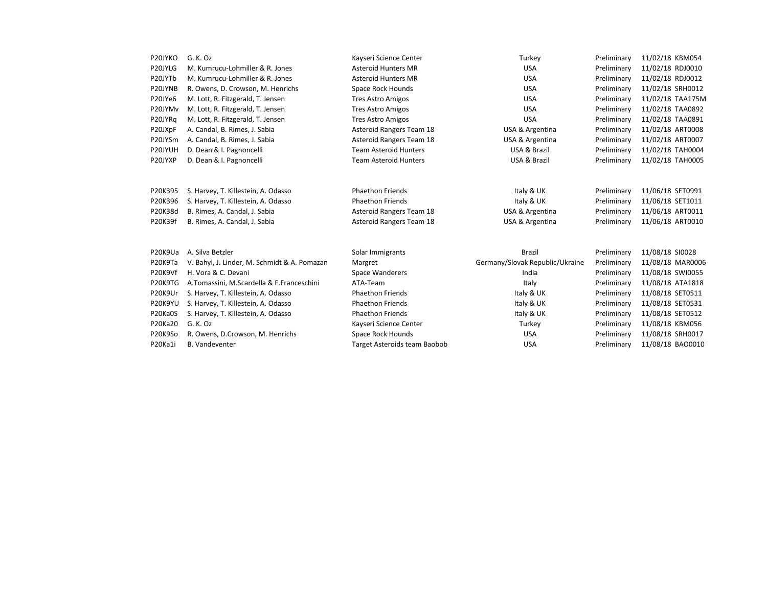| | | | | | | |
|---|---|---|---|---|---|---|
| P20JYKO | G. K. Oz | Kayseri Science Center | Turkey | Preliminary | 11/02/18 | KBM054 |
| P20JYLG | M. Kumrucu-Lohmiller & R. Jones | Asteroid Hunters MR | USA | Preliminary | 11/02/18 | RDJ0010 |
| P20JYTb | M. Kumrucu-Lohmiller & R. Jones | Asteroid Hunters MR | USA | Preliminary | 11/02/18 | RDJ0012 |
| P20JYNB | R. Owens, D. Crowson, M. Henrichs | Space Rock Hounds | USA | Preliminary | 11/02/18 | SRH0012 |
| P20JYe6 | M. Lott, R. Fitzgerald, T. Jensen | Tres Astro Amigos | USA | Preliminary | 11/02/18 | TAA175M |
| P20JYMv | M. Lott, R. Fitzgerald, T. Jensen | Tres Astro Amigos | USA | Preliminary | 11/02/18 | TAA0892 |
| P20JYRq | M. Lott, R. Fitzgerald, T. Jensen | Tres Astro Amigos | USA | Preliminary | 11/02/18 | TAA0891 |
| P20JXpF | A. Candal, B. Rimes, J. Sabia | Asteroid Rangers Team 18 | USA & Argentina | Preliminary | 11/02/18 | ART0008 |
| P20JYSm | A. Candal, B. Rimes, J. Sabia | Asteroid Rangers Team 18 | USA & Argentina | Preliminary | 11/02/18 | ART0007 |
| P20JYUH | D. Dean & I. Pagnoncelli | Team Asteroid Hunters | USA & Brazil | Preliminary | 11/02/18 | TAH0004 |
| P20JYXP | D. Dean & I. Pagnoncelli | Team Asteroid Hunters | USA & Brazil | Preliminary | 11/02/18 | TAH0005 |
| | | | | | | |
| P20K395 | S. Harvey, T. Killestein, A. Odasso | Phaethon Friends | Italy & UK | Preliminary | 11/06/18 | SET0991 |
| P20K396 | S. Harvey, T. Killestein, A. Odasso | Phaethon Friends | Italy & UK | Preliminary | 11/06/18 | SET1011 |
| P20K38d | B. Rimes, A. Candal, J. Sabia | Asteroid Rangers Team 18 | USA & Argentina | Preliminary | 11/06/18 | ART0011 |
| P20K39f | B. Rimes, A. Candal, J. Sabia | Asteroid Rangers Team 18 | USA & Argentina | Preliminary | 11/06/18 | ART0010 |
| | | | | | | |
| P20K9Ua | A. Silva Betzler | Solar Immigrants | Brazil | Preliminary | 11/08/18 | SI0028 |
| P20K9Ta | V. Bahyl, J. Linder, M. Schmidt & A. Pomazan | Margret | Germany/Slovak Republic/Ukraine | Preliminary | 11/08/18 | MAR0006 |
| P20K9Vf | H. Vora & C. Devani | Space Wanderers | India | Preliminary | 11/08/18 | SWI0055 |
| P20K9TG | A.Tomassini, M.Scardella & F.Franceschini | ATA-Team | Italy | Preliminary | 11/08/18 | ATA1818 |
| P20K9Ur | S. Harvey, T. Killestein, A. Odasso | Phaethon Friends | Italy & UK | Preliminary | 11/08/18 | SET0511 |
| P20K9YU | S. Harvey, T. Killestein, A. Odasso | Phaethon Friends | Italy & UK | Preliminary | 11/08/18 | SET0531 |
| P20Ka0S | S. Harvey, T. Killestein, A. Odasso | Phaethon Friends | Italy & UK | Preliminary | 11/08/18 | SET0512 |
| P20Ka20 | G. K. Oz | Kayseri Science Center | Turkey | Preliminary | 11/08/18 | KBM056 |
| P20K9So | R. Owens, D.Crowson, M. Henrichs | Space Rock Hounds | USA | Preliminary | 11/08/18 | SRH0017 |
| P20Ka1i | B. Vandeventer | Target Asteroids team Baobob | USA | Preliminary | 11/08/18 | BAO0010 |